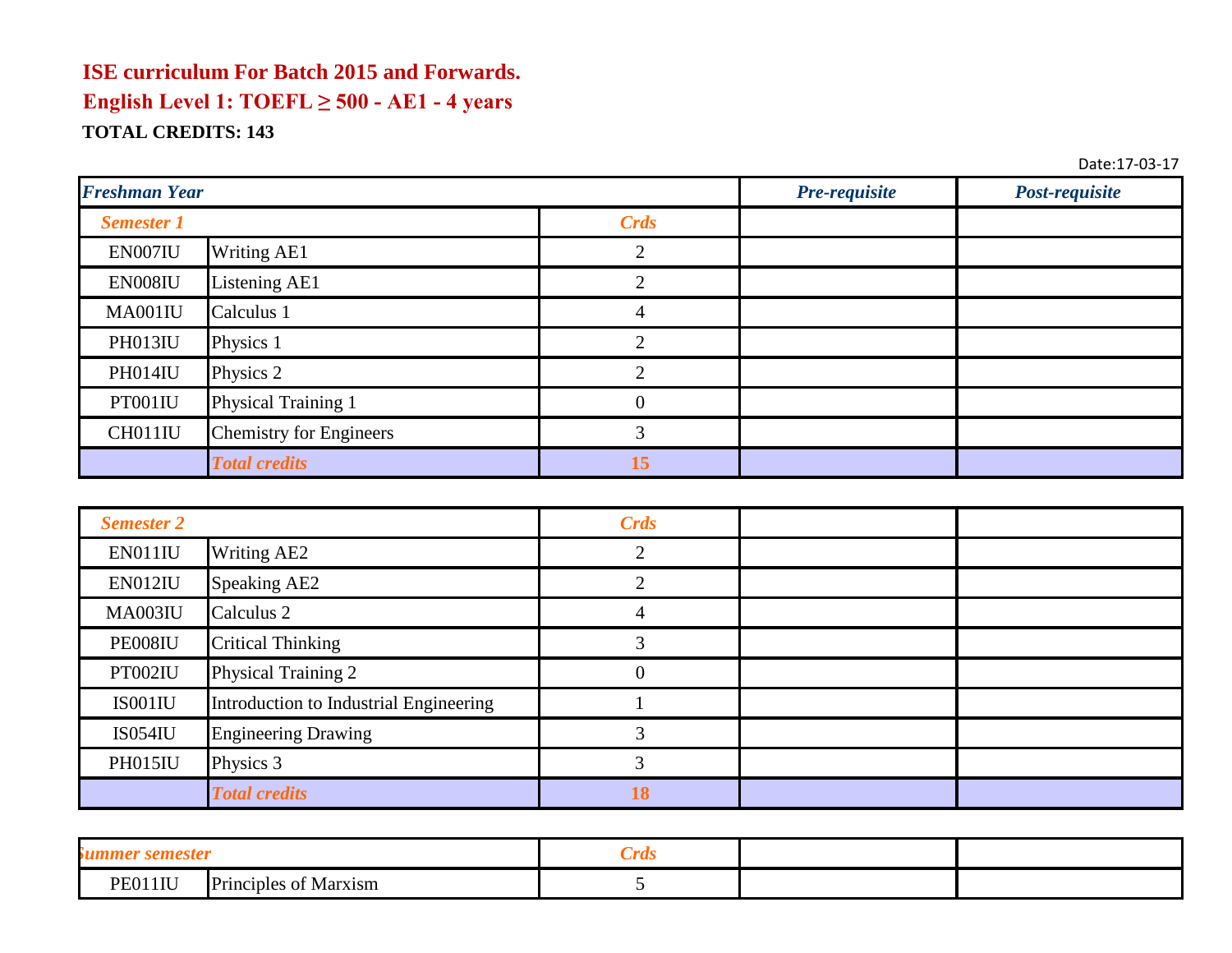**ISE curriculum For Batch 2015 and Forwards.**

**English Level 1: TOEFL ≥ 500 - AE1 - 4 years**

**TOTAL CREDITS: 143**

Date:17-03-17

| *Freshman Year* | | | *Pre-requisite* | *Post-requisite* |
|---|---|---|---|---|
| *Semester 1* | | *Crds* | | |
| EN007IU | Writing AE1 | 2 | | |
| EN008IU | Listening AE1 | 2 | | |
| MA001IU | Calculus 1 | 4 | | |
| PH013IU | Physics 1 | 2 | | |
| PH014IU | Physics 2 | 2 | | |
| PT001IU | Physical Training 1 | 0 | | |
| CH011IU | Chemistry for Engineers | 3 | | |
| | *Total credits* | **15** | | |

| *Semester 2* | | *Crds* | | |
|---|---|---|---|---|
| EN011IU | Writing AE2 | 2 | | |
| EN012IU | Speaking AE2 | 2 | | |
| MA003IU | Calculus 2 | 4 | | |
| PE008IU | Critical Thinking | 3 | | |
| PT002IU | Physical Training 2 | 0 | | |
| IS001IU | Introduction to Industrial Engineering | 1 | | |
| IS054IU | Engineering Drawing | 3 | | |
| PH015IU | Physics 3 | 3 | | |
| | *Total credits* | **18** | | |

| *Summer semester* | | *Crds* | | |
|---|---|---|---|---|
| PE011IU | Principles of Marxism | 5 | | |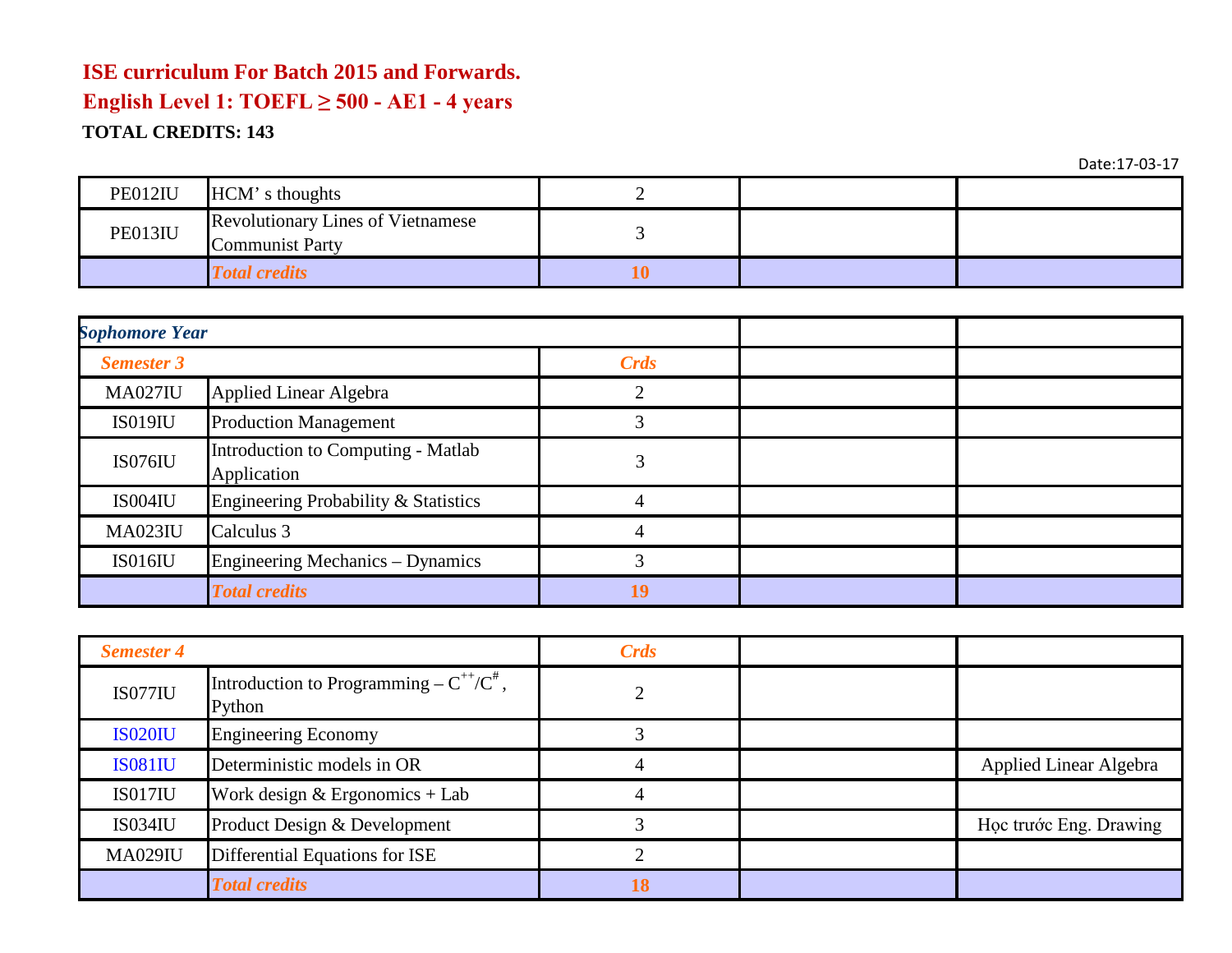**ISE curriculum For Batch 2015 and Forwards.**

**English Level 1: TOEFL ≥ 500 - AE1 - 4 years**

**TOTAL CREDITS: 143**

Date:17-03-17

| | | | | |
|---|---|---|---|---|
| PE012IU | HCM' s thoughts | 2 | | |
| PE013IU | Revolutionary Lines of Vietnamese Communist Party | 3 | | |
| | ***Total credits*** | **10** | | |

| | | | | |
|---|---|---|---|---|
| ***Sophomore Year*** | | | | |
| ***Semester 3*** | | ***Crds*** | | |
| MA027IU | Applied Linear Algebra | 2 | | |
| IS019IU | Production Management | 3 | | |
| IS076IU | Introduction to Computing - Matlab Application | 3 | | |
| IS004IU | Engineering Probability & Statistics | 4 | | |
| MA023IU | Calculus 3 | 4 | | |
| IS016IU | Engineering Mechanics – Dynamics | 3 | | |
| | ***Total credits*** | **19** | | |

| | | | | |
|---|---|---|---|---|
| ***Semester 4*** | | ***Crds*** | | |
| IS077IU | Introduction to Programming – $C^{++}/C^{\#}$, Python | 2 | | |
| IS020IU | Engineering Economy | 3 | | |
| IS081IU | Deterministic models in OR | 4 | | Applied Linear Algebra |
| IS017IU | Work design & Ergonomics + Lab | 4 | | |
| IS034IU | Product Design & Development | 3 | | Học trước Eng. Drawing |
| MA029IU | Differential Equations for ISE | 2 | | |
| | ***Total credits*** | **18** | | |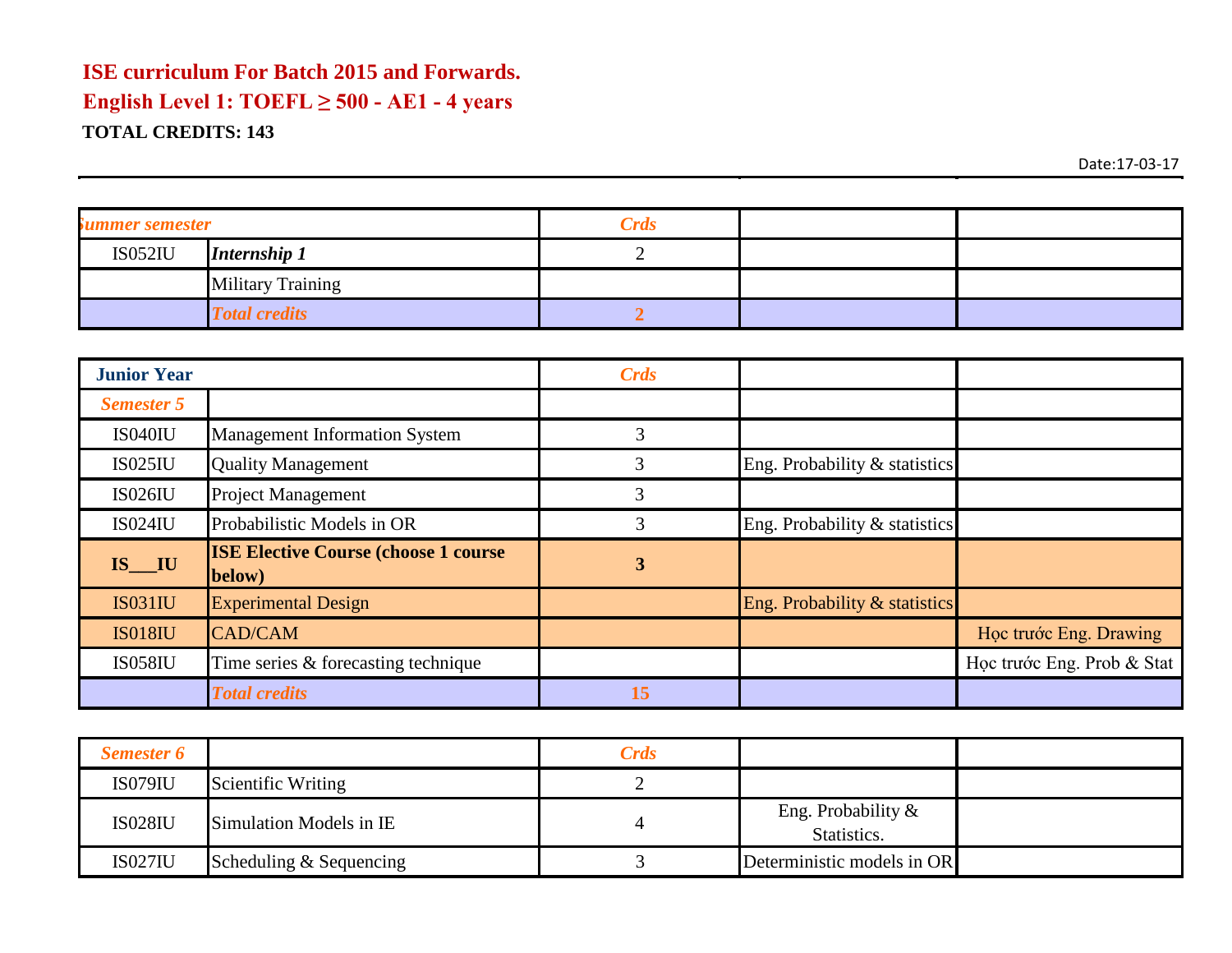**ISE curriculum For Batch 2015 and Forwards.**

**English Level 1: TOEFL ≥ 500 - AE1 - 4 years**

**TOTAL CREDITS: 143**

Date:17-03-17

| *Summer semester* | | *Crds* | | |
|---|---|---|---|---|
| IS052IU | ***Internship 1*** | 2 | | |
| | Military Training | | | |
| | ***Total credits*** | **2** | | |

| **Junior Year** | | *Crds* | | |
|---|---|---|---|---|
| ***Semester 5*** | | | | |
| IS040IU | Management Information System | 3 | | |
| IS025IU | Quality Management | 3 | Eng. Probability & statistics | |
| IS026IU | Project Management | 3 | | |
| IS024IU | Probabilistic Models in OR | 3 | Eng. Probability & statistics | |
| **IS___IU** | **ISE Elective Course (choose 1 course below)** | **3** | | |
| IS031IU | Experimental Design | | Eng. Probability & statistics | |
| IS018IU | CAD/CAM | | | Học trước Eng. Drawing |
| IS058IU | Time series & forecasting technique | | | Học trước Eng. Prob & Stat |
| | ***Total credits*** | **15** | | |

| ***Semester 6*** | | *Crds* | | |
|---|---|---|---|---|
| IS079IU | Scientific Writing | 2 | | |
| IS028IU | Simulation Models in IE | 4 | Eng. Probability & Statistics. | |
| IS027IU | Scheduling & Sequencing | 3 | Deterministic models in OR | |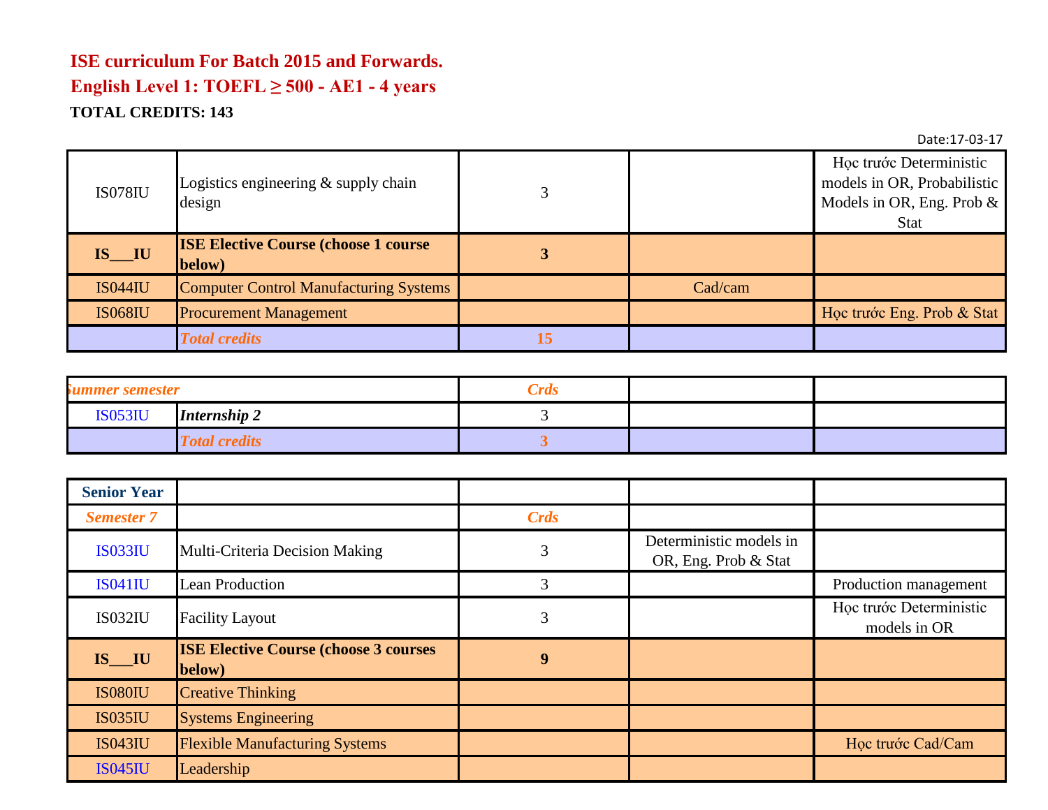**ISE curriculum For Batch 2015 and Forwards.**

**English Level 1: TOEFL ≥ 500 - AE1 - 4 years**

**TOTAL CREDITS: 143**

Date:17-03-17

| | | | | |
|---|---|---|---|---|
| IS078IU | Logistics engineering & supply chain design | 3 | | Học trước Deterministic models in OR, Probabilistic Models in OR, Eng. Prob & Stat |
| **IS___IU** | **ISE Elective Course (choose 1 course below)** | **3** | | |
| IS044IU | Computer Control Manufacturing Systems | | Cad/cam | |
| IS068IU | Procurement Management | | | Học trước Eng. Prob & Stat |
| | *Total credits* | 15 | | |

| | | | | |
|---|---|---|---|---|
| *Summer semester* | | *Crds* | | |
| IS053IU | *Internship 2* | 3 | | |
| | *Total credits* | 3 | | |

| | | | | |
|---|---|---|---|---|
| **Senior Year** | | | | |
| *Semester 7* | | *Crds* | | |
| IS033IU | Multi-Criteria Decision Making | 3 | Deterministic models in OR, Eng. Prob & Stat | |
| IS041IU | Lean Production | 3 | | Production management |
| IS032IU | Facility Layout | 3 | | Học trước Deterministic models in OR |
| **IS___IU** | **ISE Elective Course (choose 3 courses below)** | **9** | | |
| IS080IU | Creative Thinking | | | |
| IS035IU | Systems Engineering | | | |
| IS043IU | Flexible Manufacturing Systems | | | Học trước Cad/Cam |
| IS045IU | Leadership | | | |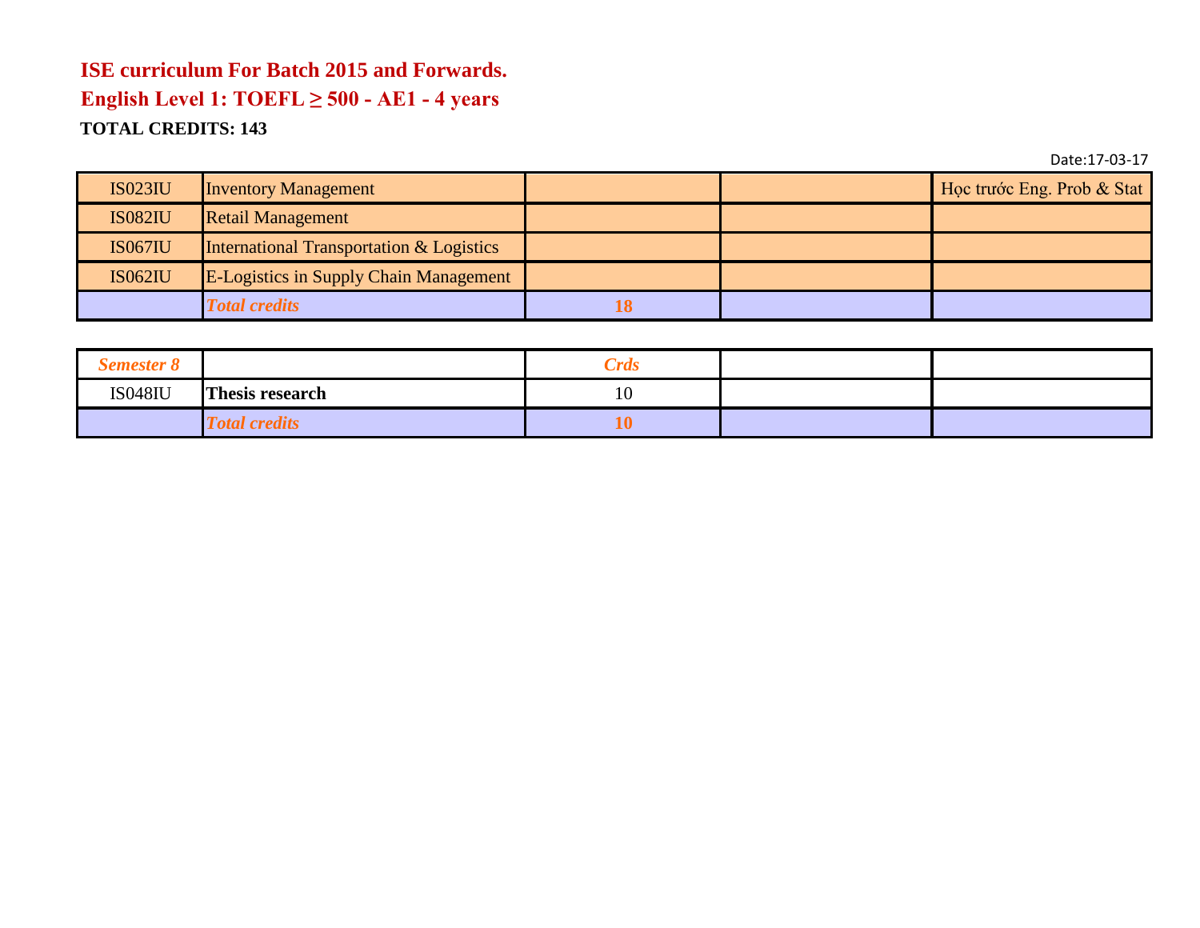**ISE curriculum For Batch 2015 and Forwards.**

**English Level 1: TOEFL ≥ 500 - AE1 - 4 years**

**TOTAL CREDITS: 143**

Date:17-03-17

| | | | | |
|---|---|---|---|---|
| IS023IU | Inventory Management | | | Học trước Eng. Prob & Stat |
| IS082IU | Retail Management | | | |
| IS067IU | International Transportation & Logistics | | | |
| IS062IU | E-Logistics in Supply Chain Management | | | |
| | ***Total credits*** | **18** | | |

| *Semester 8* | | *Crds* | | |
|---|---|---|---|---|
| IS048IU | **Thesis research** | 10 | | |
| | ***Total credits*** | **10** | | |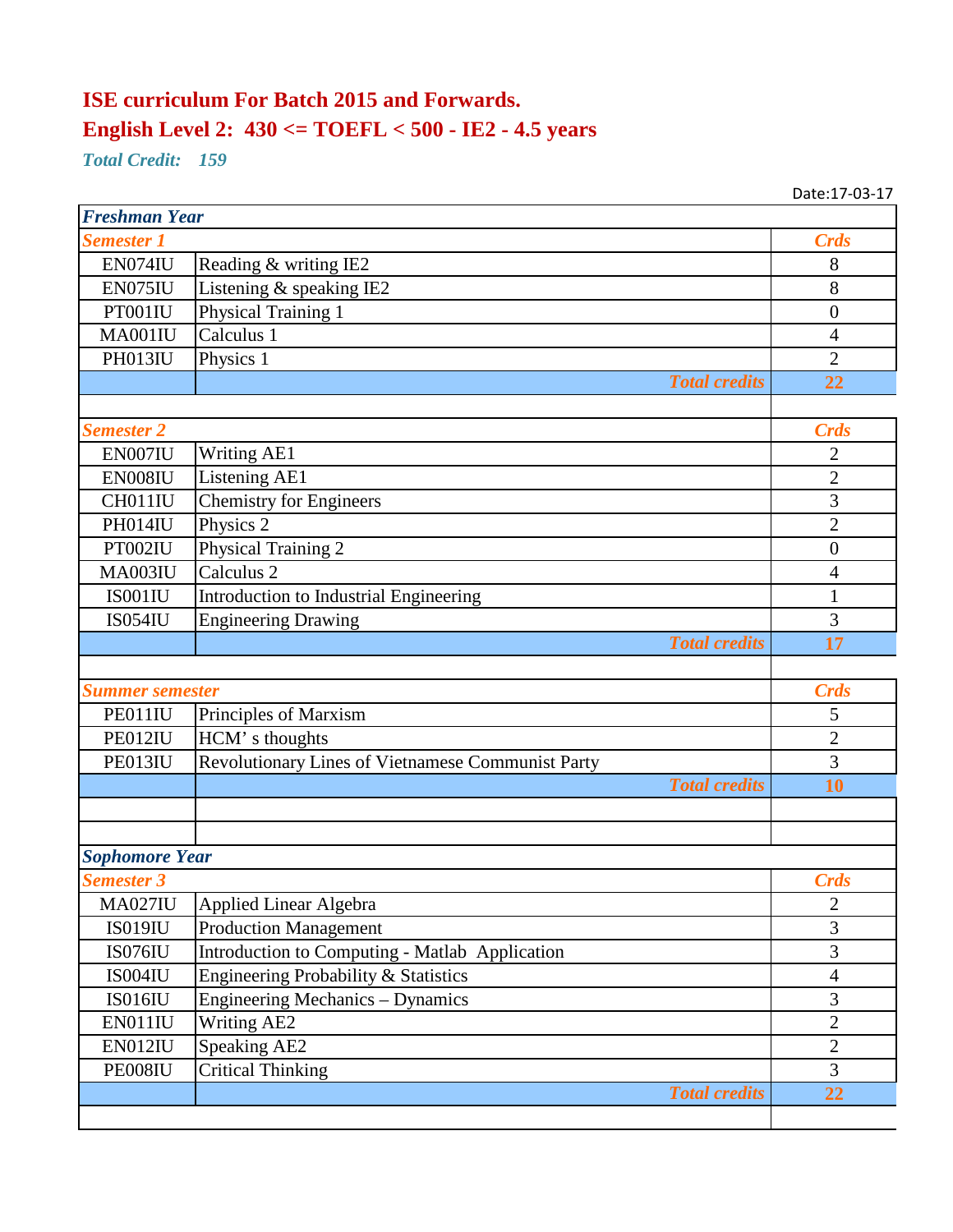# ISE curriculum For Batch 2015 and Forwards.

## English Level 2: 430 <= TOEFL < 500 - IE2 - 4.5 years

***Total Credit: 159***

Date:17-03-17

| *Freshman Year* | | |
|---|---|---|
| ***Semester 1*** | | ***Crds*** |
| EN074IU | Reading & writing IE2 | 8 |
| EN075IU | Listening & speaking IE2 | 8 |
| PT001IU | Physical Training 1 | 0 |
| MA001IU | Calculus 1 | 4 |
| PH013IU | Physics 1 | 2 |
| | ***Total credits*** | **22** |
| | | |
| ***Semester 2*** | | ***Crds*** |
| EN007IU | Writing AE1 | 2 |
| EN008IU | Listening AE1 | 2 |
| CH011IU | Chemistry for Engineers | 3 |
| PH014IU | Physics 2 | 2 |
| PT002IU | Physical Training 2 | 0 |
| MA003IU | Calculus 2 | 4 |
| IS001IU | Introduction to Industrial Engineering | 1 |
| IS054IU | Engineering Drawing | 3 |
| | ***Total credits*** | **17** |
| | | |
| ***Summer semester*** | | ***Crds*** |
| PE011IU | Principles of Marxism | 5 |
| PE012IU | HCM' s thoughts | 2 |
| PE013IU | Revolutionary Lines of Vietnamese Communist Party | 3 |
| | ***Total credits*** | **10** |
| | | |
| | | |
| ***Sophomore Year*** | | |
| ***Semester 3*** | | ***Crds*** |
| MA027IU | Applied Linear Algebra | 2 |
| IS019IU | Production Management | 3 |
| IS076IU | Introduction to Computing - Matlab Application | 3 |
| IS004IU | Engineering Probability & Statistics | 4 |
| IS016IU | Engineering Mechanics – Dynamics | 3 |
| EN011IU | Writing AE2 | 2 |
| EN012IU | Speaking AE2 | 2 |
| PE008IU | Critical Thinking | 3 |
| | ***Total credits*** | **22** |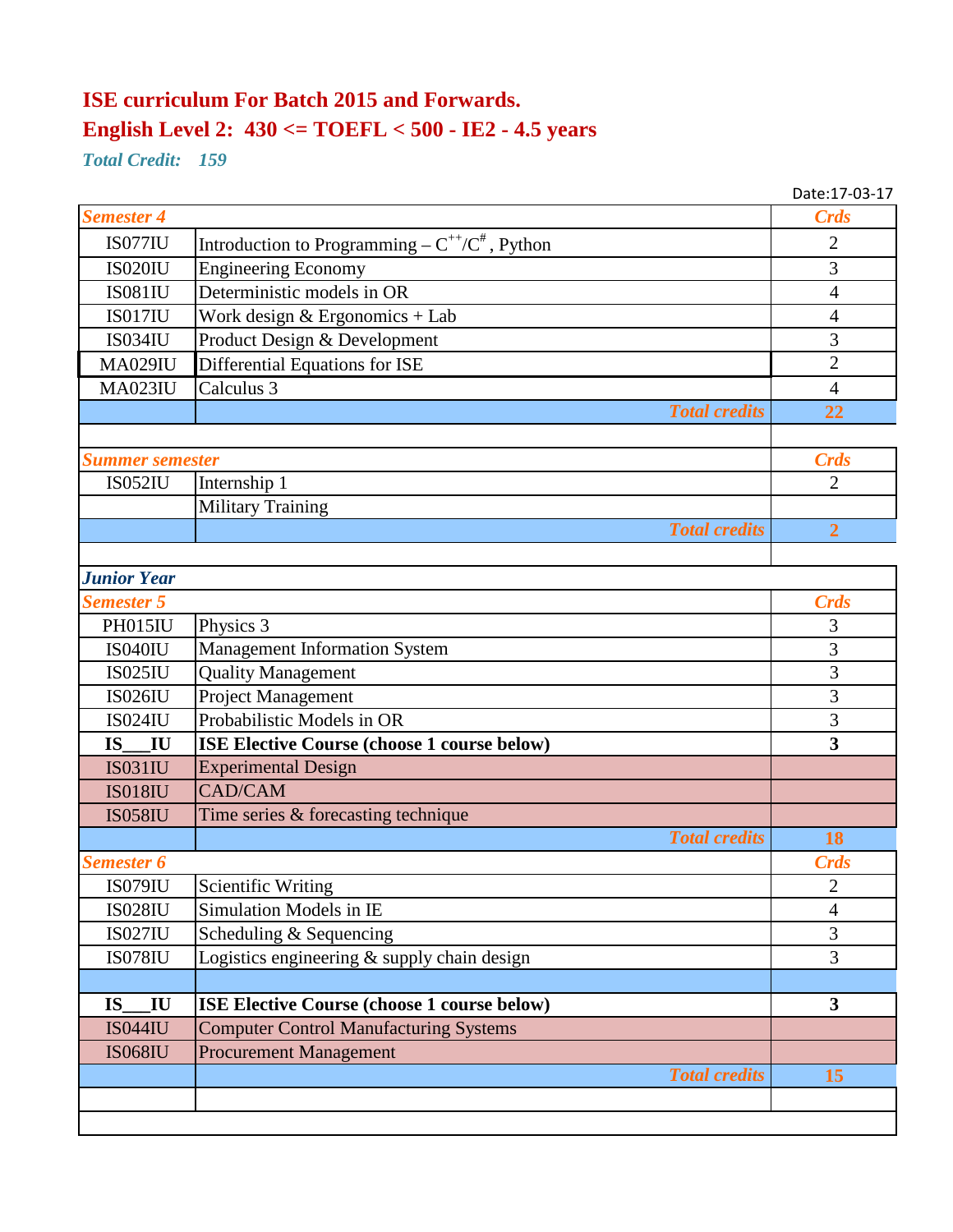# ISE curriculum For Batch 2015 and Forwards.

## English Level 2: 430 <= TOEFL < 500 - IE2 - 4.5 years

*Total Credit: 159*

Date:17-03-17

| *Semester 4* | | *Crds* |
|---|---|---|
| IS077IU | Introduction to Programming – $C^{++}/C^{\#}$, Python | 2 |
| IS020IU | Engineering Economy | 3 |
| IS081IU | Deterministic models in OR | 4 |
| IS017IU | Work design & Ergonomics + Lab | 4 |
| IS034IU | Product Design & Development | 3 |
| MA029IU | Differential Equations for ISE | 2 |
| MA023IU | Calculus 3 | 4 |
| | ***Total credits*** | **22** |
| | | |
| *Summer semester* | | *Crds* |
| IS052IU | Internship 1 | 2 |
| | Military Training | |
| | ***Total credits*** | **2** |
| | | |
| ***Junior Year*** | | |
| *Semester 5* | | *Crds* |
| PH015IU | Physics 3 | 3 |
| IS040IU | Management Information System | 3 |
| IS025IU | Quality Management | 3 |
| IS026IU | Project Management | 3 |
| IS024IU | Probabilistic Models in OR | 3 |
| **IS___IU** | **ISE Elective Course (choose 1 course below)** | **3** |
| IS031IU | Experimental Design | |
| IS018IU | CAD/CAM | |
| IS058IU | Time series & forecasting technique | |
| | ***Total credits*** | **18** |
| *Semester 6* | | *Crds* |
| IS079IU | Scientific Writing | 2 |
| IS028IU | Simulation Models in IE | 4 |
| IS027IU | Scheduling & Sequencing | 3 |
| IS078IU | Logistics engineering & supply chain design | 3 |
| | | |
| **IS___IU** | **ISE Elective Course (choose 1 course below)** | **3** |
| IS044IU | Computer Control Manufacturing Systems | |
| IS068IU | Procurement Management | |
| | ***Total credits*** | **15** |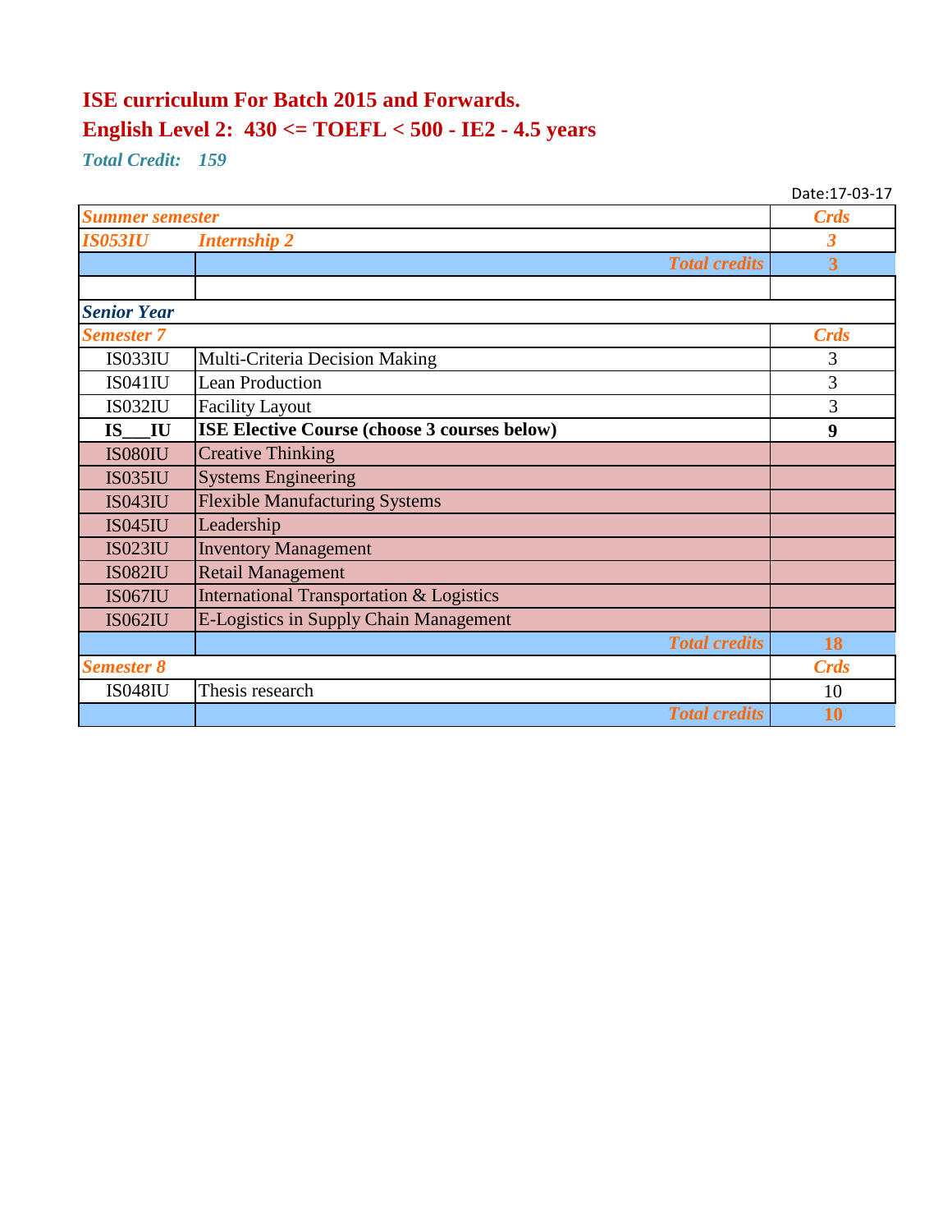## ISE curriculum For Batch 2015 and Forwards.
## English Level 2:  430 <= TOEFL < 500 - IE2 - 4.5 years

*Total Credit:    159*

Date:17-03-17

| *Summer semester* | | *Crds* |
|---|---|---|
| *IS053IU* | *Internship 2* | *3* |
| | ***Total credits*** | **3** |
| | | |
| ***Senior Year*** | | |
| *Semester 7* | | *Crds* |
| IS033IU | Multi-Criteria Decision Making | 3 |
| IS041IU | Lean Production | 3 |
| IS032IU | Facility Layout | 3 |
| **IS___IU** | **ISE Elective Course (choose 3 courses below)** | **9** |
| IS080IU | Creative Thinking | |
| IS035IU | Systems Engineering | |
| IS043IU | Flexible Manufacturing Systems | |
| IS045IU | Leadership | |
| IS023IU | Inventory Management | |
| IS082IU | Retail Management | |
| IS067IU | International Transportation & Logistics | |
| IS062IU | E-Logistics in Supply Chain Management | |
| | ***Total credits*** | **18** |
| *Semester 8* | | *Crds* |
| IS048IU | Thesis research | 10 |
| | ***Total credits*** | **10** |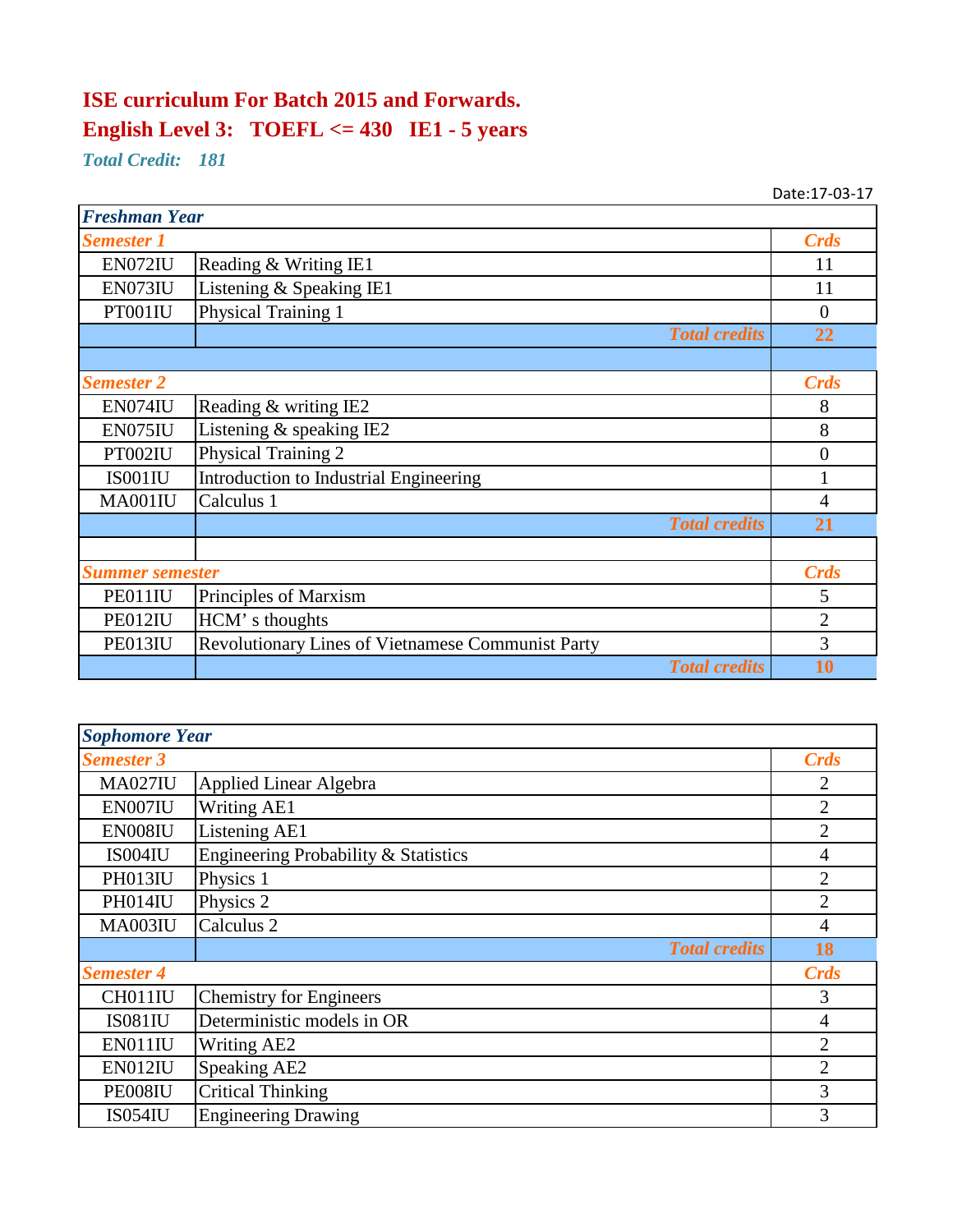# ISE curriculum For Batch 2015 and Forwards.

## English Level 3: TOEFL <= 430 IE1 - 5 years

*Total Credit: 181*

Date:17-03-17

| Freshman Year | | |
|---|---|---|
| *Semester 1* | | *Crds* |
| EN072IU | Reading & Writing IE1 | 11 |
| EN073IU | Listening & Speaking IE1 | 11 |
| PT001IU | Physical Training 1 | 0 |
| | *Total credits* | 22 |
| | | |
| *Semester 2* | | *Crds* |
| EN074IU | Reading & writing IE2 | 8 |
| EN075IU | Listening & speaking IE2 | 8 |
| PT002IU | Physical Training 2 | 0 |
| IS001IU | Introduction to Industrial Engineering | 1 |
| MA001IU | Calculus 1 | 4 |
| | *Total credits* | 21 |
| | | |
| *Summer semester* | | *Crds* |
| PE011IU | Principles of Marxism | 5 |
| PE012IU | HCM' s thoughts | 2 |
| PE013IU | Revolutionary Lines of Vietnamese Communist Party | 3 |
| | *Total credits* | 10 |

| Sophomore Year | | |
|---|---|---|
| *Semester 3* | | *Crds* |
| MA027IU | Applied Linear Algebra | 2 |
| EN007IU | Writing AE1 | 2 |
| EN008IU | Listening AE1 | 2 |
| IS004IU | Engineering Probability & Statistics | 4 |
| PH013IU | Physics 1 | 2 |
| PH014IU | Physics 2 | 2 |
| MA003IU | Calculus 2 | 4 |
| | *Total credits* | 18 |
| *Semester 4* | | *Crds* |
| CH011IU | Chemistry for Engineers | 3 |
| IS081IU | Deterministic models in OR | 4 |
| EN011IU | Writing AE2 | 2 |
| EN012IU | Speaking AE2 | 2 |
| PE008IU | Critical Thinking | 3 |
| IS054IU | Engineering Drawing | 3 |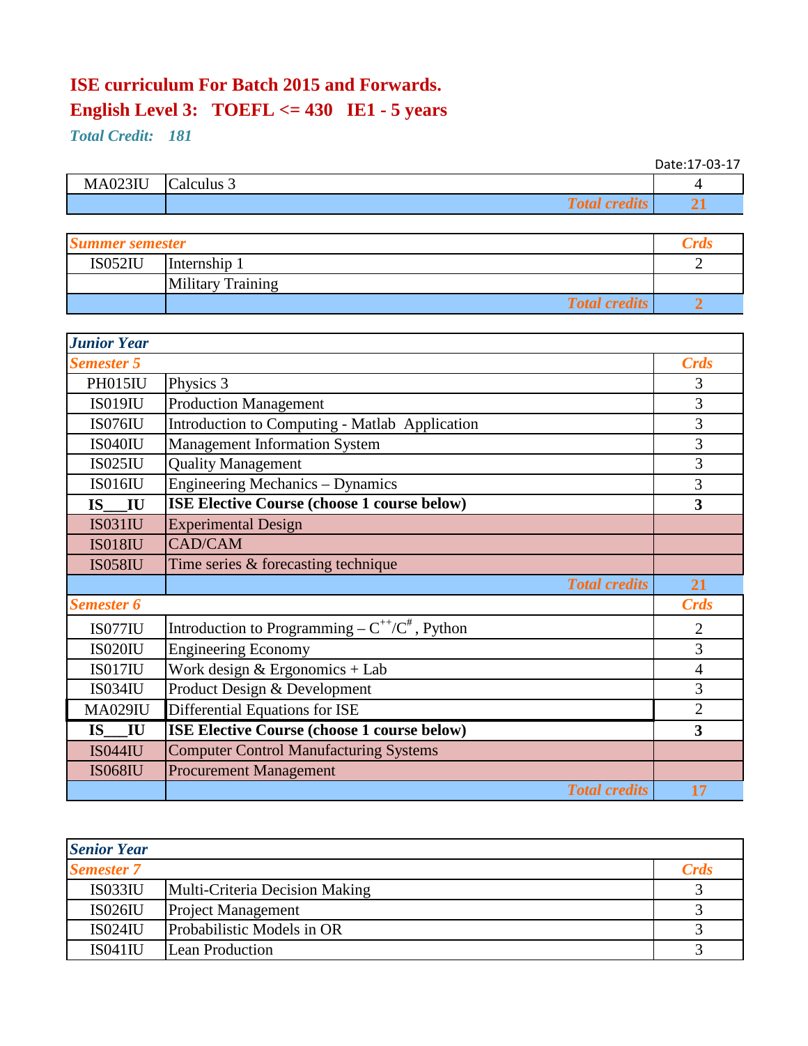# ISE curriculum For Batch 2015 and Forwards.

## English Level 3: TOEFL <= 430 IE1 - 5 years

***Total Credit: 181***

Date:17-03-17

| | | |
|---|---|---|
| MA023IU | Calculus 3 | 4 |
| | ***Total credits*** | **21** |

| ***Summer semester*** | | ***Crds*** |
|---|---|---|
| IS052IU | Internship 1 | 2 |
| | Military Training | |
| | ***Total credits*** | **2** |

| ***Junior Year*** | | |
|---|---|---|
| ***Semester 5*** | | ***Crds*** |
| PH015IU | Physics 3 | 3 |
| IS019IU | Production Management | 3 |
| IS076IU | Introduction to Computing - Matlab Application | 3 |
| IS040IU | Management Information System | 3 |
| IS025IU | Quality Management | 3 |
| IS016IU | Engineering Mechanics – Dynamics | 3 |
| **IS___IU** | **ISE Elective Course (choose 1 course below)** | **3** |
| IS031IU | Experimental Design | |
| IS018IU | CAD/CAM | |
| IS058IU | Time series & forecasting technique | |
| | ***Total credits*** | **21** |
| ***Semester 6*** | | ***Crds*** |
| IS077IU | Introduction to Programming – $C^{++}/C^{\#}$, Python | 2 |
| IS020IU | Engineering Economy | 3 |
| IS017IU | Work design & Ergonomics + Lab | 4 |
| IS034IU | Product Design & Development | 3 |
| MA029IU | Differential Equations for ISE | 2 |
| **IS___IU** | **ISE Elective Course (choose 1 course below)** | **3** |
| IS044IU | Computer Control Manufacturing Systems | |
| IS068IU | Procurement Management | |
| | ***Total credits*** | **17** |

| ***Senior Year*** | | |
|---|---|---|
| ***Semester 7*** | | ***Crds*** |
| IS033IU | Multi-Criteria Decision Making | 3 |
| IS026IU | Project Management | 3 |
| IS024IU | Probabilistic Models in OR | 3 |
| IS041IU | Lean Production | 3 |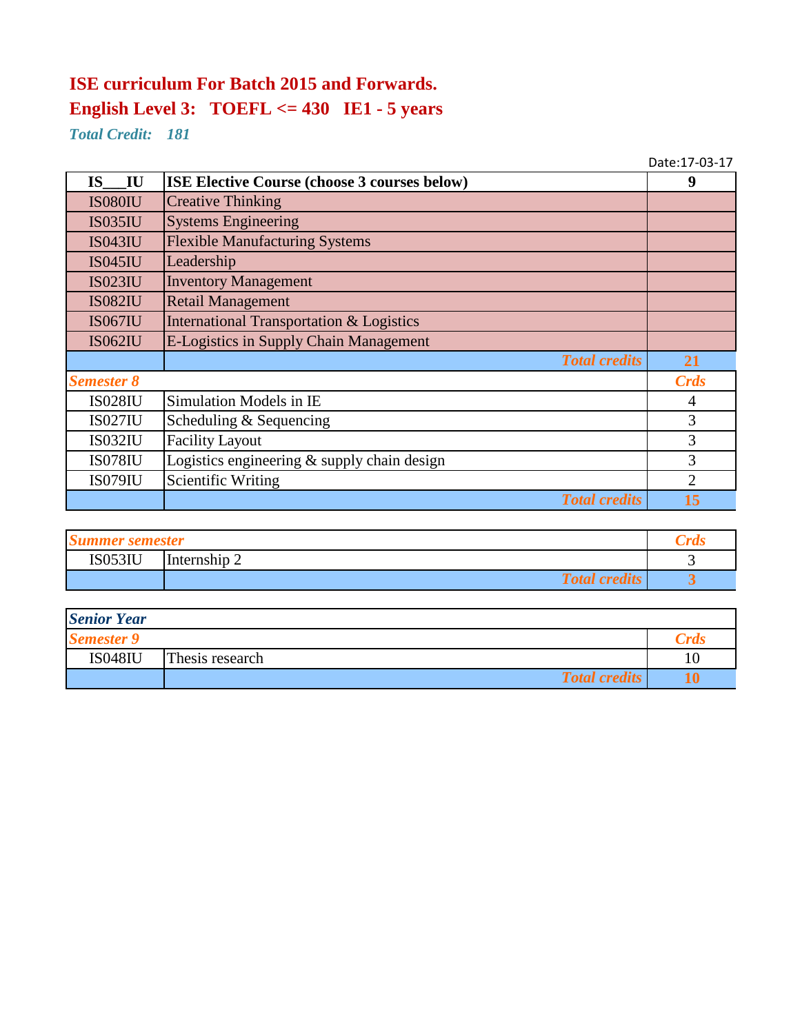# ISE curriculum For Batch 2015 and Forwards.

## English Level 3: TOEFL <= 430 IE1 - 5 years

*Total Credit: 181*

Date:17-03-17

| IS___IU | ISE Elective Course (choose 3 courses below) | 9 |
|---|---|---|
| IS080IU | Creative Thinking | |
| IS035IU | Systems Engineering | |
| IS043IU | Flexible Manufacturing Systems | |
| IS045IU | Leadership | |
| IS023IU | Inventory Management | |
| IS082IU | Retail Management | |
| IS067IU | International Transportation & Logistics | |
| IS062IU | E-Logistics in Supply Chain Management | |
| | *Total credits* | 21 |
| *Semester 8* | | *Crds* |
| IS028IU | Simulation Models in IE | 4 |
| IS027IU | Scheduling & Sequencing | 3 |
| IS032IU | Facility Layout | 3 |
| IS078IU | Logistics engineering & supply chain design | 3 |
| IS079IU | Scientific Writing | 2 |
| | *Total credits* | 15 |

| *Summer semester* | | *Crds* |
|---|---|---|
| IS053IU | Internship 2 | 3 |
| | *Total credits* | 3 |

| *Senior Year* | | |
|---|---|---|
| *Semester 9* | | *Crds* |
| IS048IU | Thesis research | 10 |
| | *Total credits* | 10 |